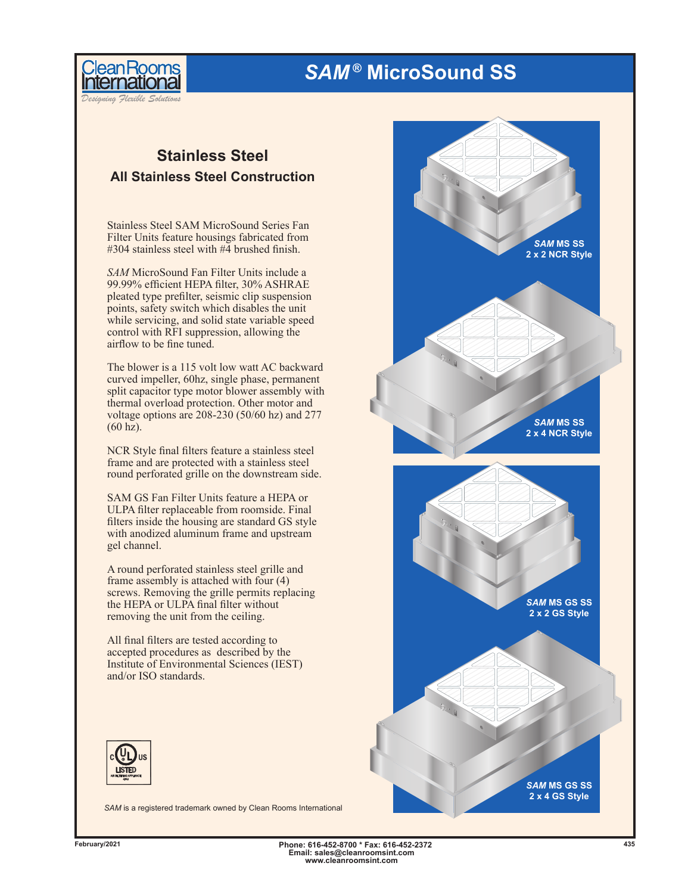# *SAM*® MicroSound SS

## Stainless Steel

### All Stainless Steel Construction

Stainless Steel SAM MicroSound Series Fan Filter Units feature housings fabricated from #304 stainless steel with #4 brushed finish.

*SAM* MicroSound Fan Filter Units include a 99.99% efficient HEPA filter, 30% ASHRAE pleated type prefilter, seismic clip suspension points, safety switch which disables the unit while servicing, and solid state variable speed control with RFI suppression, allowing the airflow to be fine tuned.

The blower is a 115 volt low watt AC backward curved impeller, 60hz, single phase, permanent split capacitor type motor blower assembly with thermal overload protection. Other motor and voltage options are 208-230 (50/60 hz) and 277 (60 hz).

NCR Style final filters feature a stainless steel frame and are protected with a stainless steel round perforated grille on the downstream side.

SAM GS Fan Filter Units feature a HEPA or ULPA filter replaceable from roomside. Final filters inside the housing are standard GS style with anodized aluminum frame and upstream gel channel.

A round perforated stainless steel grille and frame assembly is attached with four (4) screws. Removing the grille permits replacing the HEPA or ULPA final filter without removing the unit from the ceiling.

All final filters are tested according to accepted procedures as described by the Institute of Environmental Sciences (IEST) and/or ISO standards.

*SAM* MS SS
2 x 2 NCR Style

*SAM* MS SS
2 x 4 NCR Style

*SAM* MS GS SS
2 x 2 GS Style

*SAM* MS GS SS
2 x 4 GS Style

*SAM* is a registered trademark owned by Clean Rooms International

February/2021

Phone: 616-452-8700 * Fax: 616-452-2372
Email: sales@cleanroomsint.com
www.cleanroomsint.com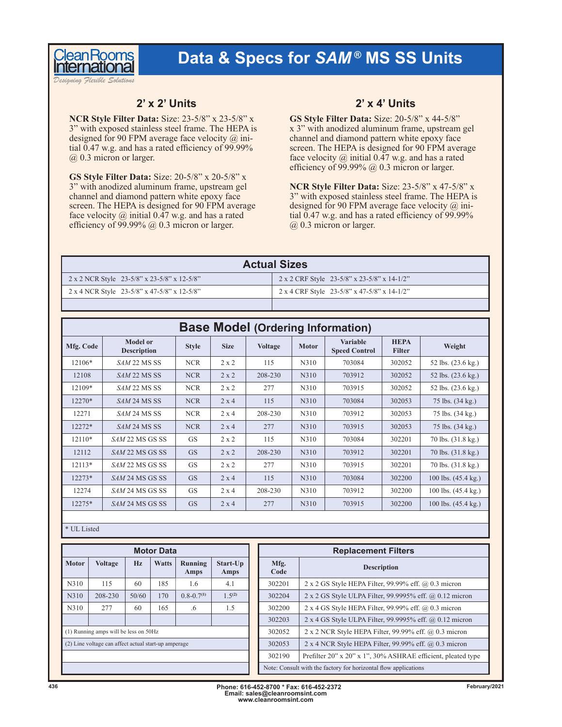# Data & Specs for *SAM*® MS SS Units

## 2' x 2' Units

**NCR Style Filter Data:** Size: 23-5/8" x 23-5/8" x 3" with exposed stainless steel frame. The HEPA is designed for 90 FPM average face velocity @ initial 0.47 w.g. and has a rated efficiency of 99.99% @ 0.3 micron or larger.

**GS Style Filter Data:** Size: 20-5/8" x 20-5/8" x 3" with anodized aluminum frame, upstream gel channel and diamond pattern white epoxy face screen. The HEPA is designed for 90 FPM average face velocity @ initial 0.47 w.g. and has a rated efficiency of 99.99% @ 0.3 micron or larger.

## 2' x 4' Units

**GS Style Filter Data:** Size: 20-5/8" x 44-5/8" x 3" with anodized aluminum frame, upstream gel channel and diamond pattern white epoxy face screen. The HEPA is designed for 90 FPM average face velocity @ initial 0.47 w.g. and has a rated efficiency of 99.99% @ 0.3 micron or larger.

**NCR Style Filter Data:** Size: 23-5/8" x 47-5/8" x 3" with exposed stainless steel frame. The HEPA is designed for 90 FPM average face velocity @ initial 0.47 w.g. and has a rated efficiency of 99.99% @ 0.3 micron or larger.

## Actual Sizes

| | |
|---|---|
| 2 x 2 NCR Style 23-5/8" x 23-5/8" x 12-5/8" | 2 x 2 CRF Style 23-5/8" x 23-5/8" x 14-1/2" |
| 2 x 4 NCR Style 23-5/8" x 47-5/8" x 12-5/8" | 2 x 4 CRF Style 23-5/8" x 47-5/8" x 14-1/2" |

## Base Model (Ordering Information)

| Mfg. Code | Model or Description | Style | Size | Voltage | Motor | Variable Speed Control | HEPA Filter | Weight |
|---|---|---|---|---|---|---|---|---|
| 12106* | *SAM* 22 MS SS | NCR | 2 x 2 | 115 | N310 | 703084 | 302052 | 52 lbs. (23.6 kg.) |
| 12108 | *SAM* 22 MS SS | NCR | 2 x 2 | 208-230 | N310 | 703912 | 302052 | 52 lbs. (23.6 kg.) |
| 12109* | *SAM* 22 MS SS | NCR | 2 x 2 | 277 | N310 | 703915 | 302052 | 52 lbs. (23.6 kg.) |
| 12270* | *SAM* 24 MS SS | NCR | 2 x 4 | 115 | N310 | 703084 | 302053 | 75 lbs. (34 kg.) |
| 12271 | *SAM* 24 MS SS | NCR | 2 x 4 | 208-230 | N310 | 703912 | 302053 | 75 lbs. (34 kg.) |
| 12272* | *SAM* 24 MS SS | NCR | 2 x 4 | 277 | N310 | 703915 | 302053 | 75 lbs. (34 kg.) |
| 12110* | *SAM* 22 MS GS SS | GS | 2 x 2 | 115 | N310 | 703084 | 302201 | 70 lbs. (31.8 kg.) |
| 12112 | *SAM* 22 MS GS SS | GS | 2 x 2 | 208-230 | N310 | 703912 | 302201 | 70 lbs. (31.8 kg.) |
| 12113* | *SAM* 22 MS GS SS | GS | 2 x 2 | 277 | N310 | 703915 | 302201 | 70 lbs. (31.8 kg.) |
| 12273* | *SAM* 24 MS GS SS | GS | 2 x 4 | 115 | N310 | 703084 | 302200 | 100 lbs. (45.4 kg.) |
| 12274 | *SAM* 24 MS GS SS | GS | 2 x 4 | 208-230 | N310 | 703912 | 302200 | 100 lbs. (45.4 kg.) |
| 12275* | *SAM* 24 MS GS SS | GS | 2 x 4 | 277 | N310 | 703915 | 302200 | 100 lbs. (45.4 kg.) |

\* UL Listed

## Motor Data

| Motor | Voltage | Hz | Watts | Running Amps | Start-Up Amps |
|---|---|---|---|---|---|
| N310 | 115 | 60 | 185 | 1.6 | 4.1 |
| N310 | 208-230 | 50/60 | 170 | 0.8-0.7[1] | 1.5[2] |
| N310 | 277 | 60 | 165 | .6 | 1.5 |

(1) Running amps will be less on 50Hz

(2) Line voltage can affect actual start-up amperage

## Replacement Filters

| Mfg. Code | Description |
|---|---|
| 302201 | 2 x 2 GS Style HEPA Filter, 99.99% eff. @ 0.3 micron |
| 302204 | 2 x 2 GS Style ULPA Filter, 99.9995% eff. @ 0.12 micron |
| 302200 | 2 x 4 GS Style HEPA Filter, 99.99% eff. @ 0.3 micron |
| 302203 | 2 x 4 GS Style ULPA Filter, 99.9995% eff. @ 0.12 micron |
| 302052 | 2 x 2 NCR Style HEPA Filter, 99.99% eff. @ 0.3 micron |
| 302053 | 2 x 4 NCR Style HEPA Filter, 99.99% eff. @ 0.3 micron |
| 302190 | Prefilter 20" x 20" x 1", 30% ASHRAE efficient, pleated type |

Note: Consult with the factory for horizontal flow applications

Phone: 616-452-8700 * Fax: 616-452-2372
Email: sales@cleanroomsint.com
www.cleanroomsint.com

February/2021